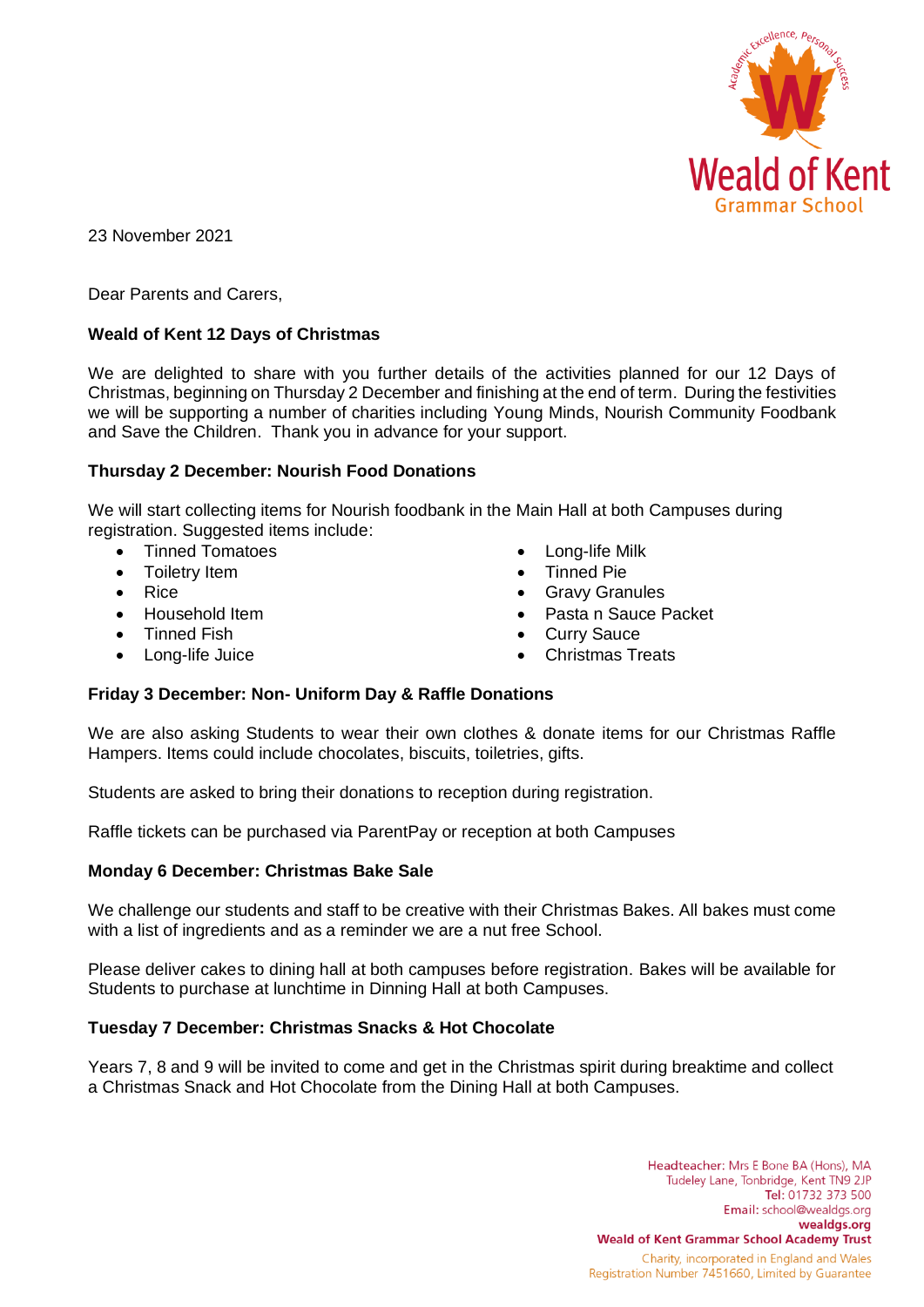23 November 2021

Dear Parents and Carers,

**Weald of Kent 12 Days of Christmas**

We are delighted to share with you further details of the activities planned for our 12 Days of Christmas, beginning on Thursday 2 December and finishing at the end of term. During the festivities we will be supporting a number of charities including Young Minds, Nourish Community Foodbank and Save the Children. Thank you in advance for your support.

**Thursday 2 December: Nourish Food Donations**

We will start collecting items for Nourish foodbank in the Main Hall at both Campuses during registration. Suggested items include:

- Tinned Tomatoes
- Toiletry Item
- Rice
- Household Item
- Tinned Fish
- Long-life Juice
- Long-life Milk
- Tinned Pie
- Gravy Granules
- Pasta n Sauce Packet
- Curry Sauce
- Christmas Treats

**Friday 3 December: Non- Uniform Day & Raffle Donations**

We are also asking Students to wear their own clothes & donate items for our Christmas Raffle Hampers. Items could include chocolates, biscuits, toiletries, gifts.

Students are asked to bring their donations to reception during registration.

Raffle tickets can be purchased via ParentPay or reception at both Campuses

**Monday 6 December: Christmas Bake Sale**

We challenge our students and staff to be creative with their Christmas Bakes. All bakes must come with a list of ingredients and as a reminder we are a nut free School.

Please deliver cakes to dining hall at both campuses before registration. Bakes will be available for Students to purchase at lunchtime in Dinning Hall at both Campuses.

**Tuesday 7 December: Christmas Snacks & Hot Chocolate**

Years 7, 8 and 9 will be invited to come and get in the Christmas spirit during breaktime and collect a Christmas Snack and Hot Chocolate from the Dining Hall at both Campuses.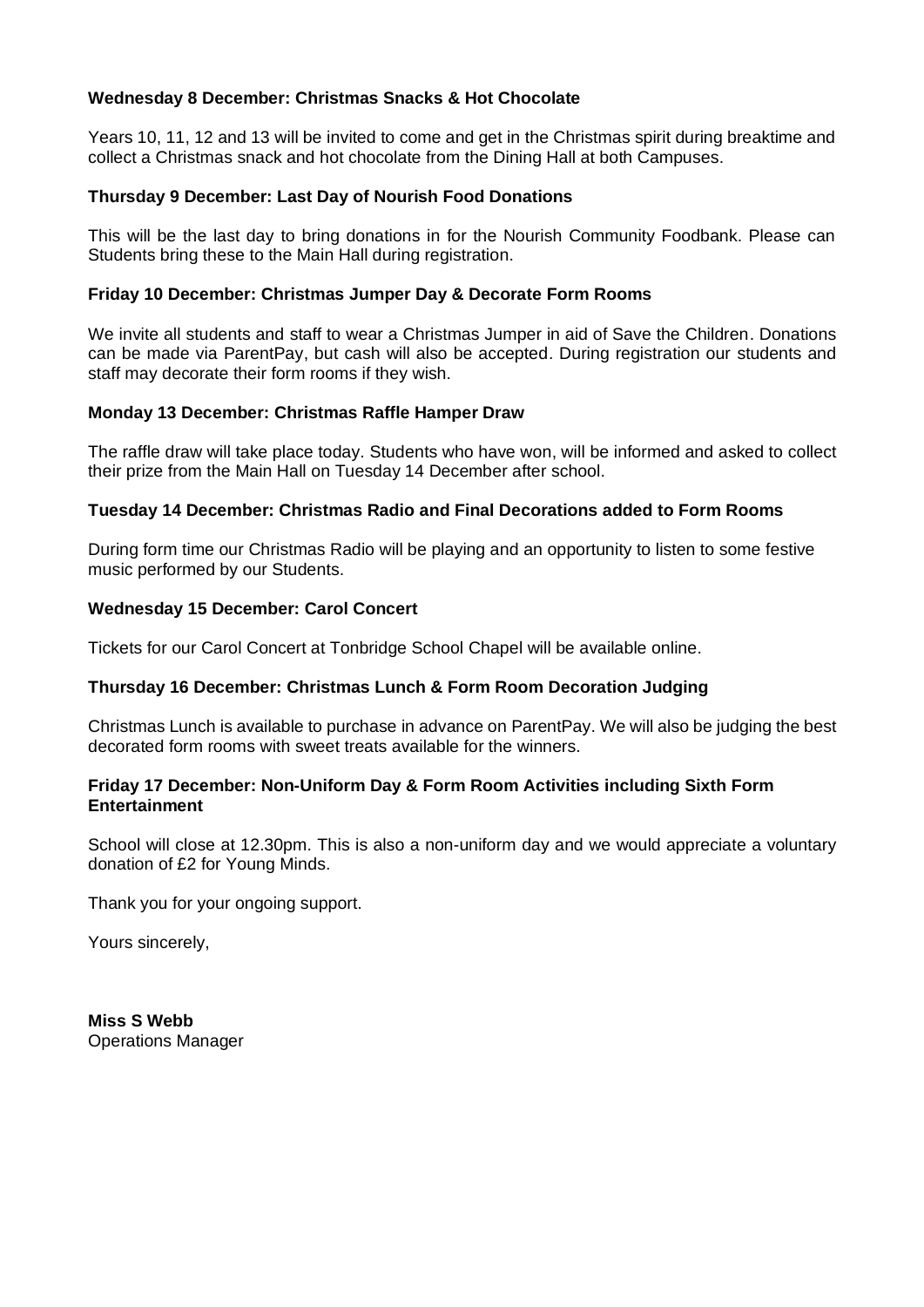**Wednesday 8 December: Christmas Snacks & Hot Chocolate**

Years 10, 11, 12 and 13 will be invited to come and get in the Christmas spirit during breaktime and collect a Christmas snack and hot chocolate from the Dining Hall at both Campuses.

**Thursday 9 December: Last Day of Nourish Food Donations**

This will be the last day to bring donations in for the Nourish Community Foodbank. Please can Students bring these to the Main Hall during registration.

**Friday 10 December: Christmas Jumper Day & Decorate Form Rooms**

We invite all students and staff to wear a Christmas Jumper in aid of Save the Children. Donations can be made via ParentPay, but cash will also be accepted. During registration our students and staff may decorate their form rooms if they wish.

**Monday 13 December: Christmas Raffle Hamper Draw**

The raffle draw will take place today. Students who have won, will be informed and asked to collect their prize from the Main Hall on Tuesday 14 December after school.

**Tuesday 14 December: Christmas Radio and Final Decorations added to Form Rooms**

During form time our Christmas Radio will be playing and an opportunity to listen to some festive music performed by our Students.

**Wednesday 15 December: Carol Concert**

Tickets for our Carol Concert at Tonbridge School Chapel will be available online.

**Thursday 16 December: Christmas Lunch & Form Room Decoration Judging**

Christmas Lunch is available to purchase in advance on ParentPay. We will also be judging the best decorated form rooms with sweet treats available for the winners.

**Friday 17 December: Non-Uniform Day & Form Room Activities including Sixth Form Entertainment**

School will close at 12.30pm. This is also a non-uniform day and we would appreciate a voluntary donation of £2 for Young Minds.

Thank you for your ongoing support.

Yours sincerely,

**Miss S Webb**
Operations Manager